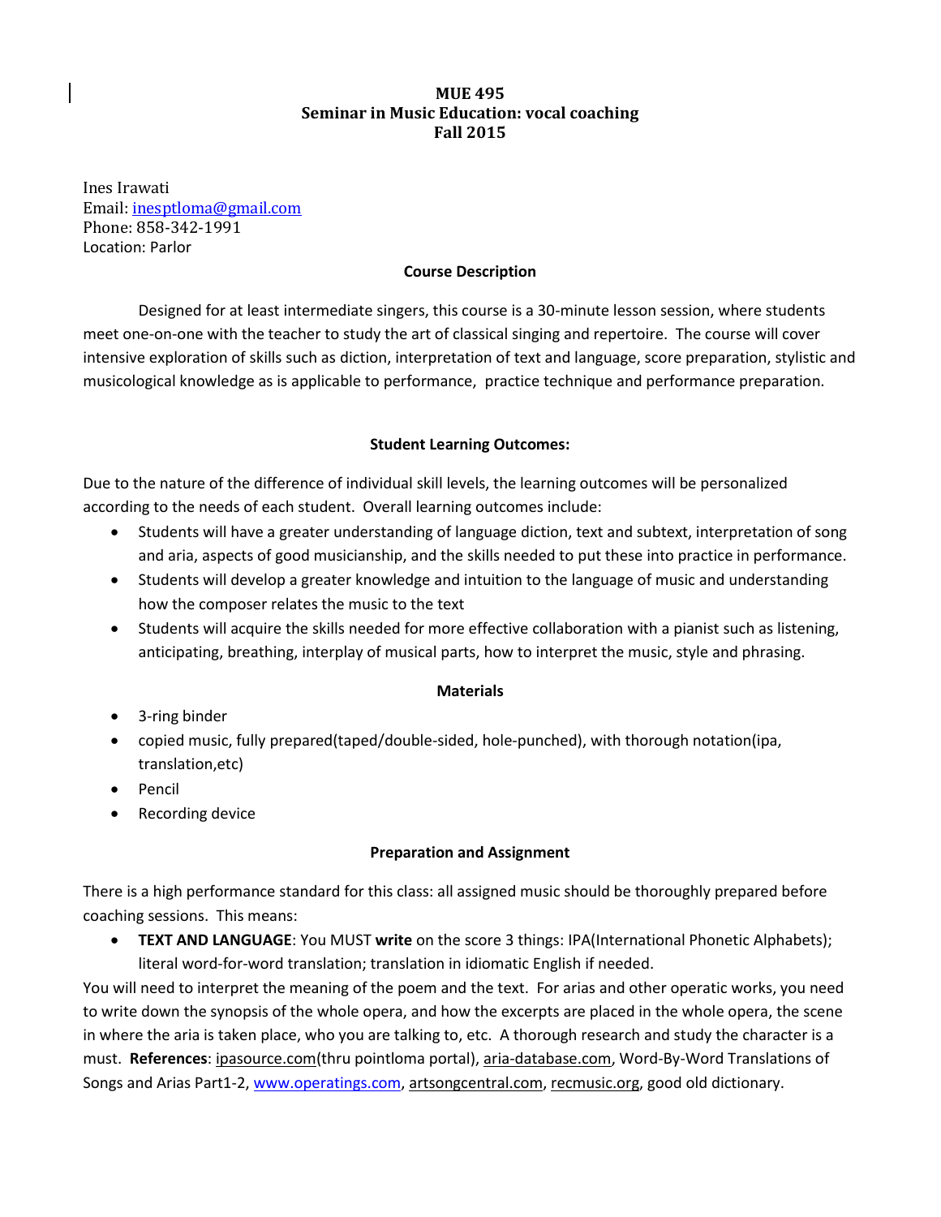# MUE 495
## Seminar in Music Education: vocal coaching
## Fall 2015

Ines Irawati  
Email: inesptloma@gmail.com  
Phone: 858-342-1991  
Location: Parlor

### Course Description

Designed for at least intermediate singers, this course is a 30-minute lesson session, where students meet one-on-one with the teacher to study the art of classical singing and repertoire. The course will cover intensive exploration of skills such as diction, interpretation of text and language, score preparation, stylistic and musicological knowledge as is applicable to performance, practice technique and performance preparation.

### Student Learning Outcomes:

Due to the nature of the difference of individual skill levels, the learning outcomes will be personalized according to the needs of each student. Overall learning outcomes include:

- Students will have a greater understanding of language diction, text and subtext, interpretation of song and aria, aspects of good musicianship, and the skills needed to put these into practice in performance.
- Students will develop a greater knowledge and intuition to the language of music and understanding how the composer relates the music to the text
- Students will acquire the skills needed for more effective collaboration with a pianist such as listening, anticipating, breathing, interplay of musical parts, how to interpret the music, style and phrasing.

### Materials

- 3-ring binder
- copied music, fully prepared(taped/double-sided, hole-punched), with thorough notation(ipa, translation,etc)
- Pencil
- Recording device

### Preparation and Assignment

There is a high performance standard for this class: all assigned music should be thoroughly prepared before coaching sessions. This means:

- **TEXT AND LANGUAGE**: You MUST **write** on the score 3 things: IPA(International Phonetic Alphabets); literal word-for-word translation; translation in idiomatic English if needed.

You will need to interpret the meaning of the poem and the text. For arias and other operatic works, you need to write down the synopsis of the whole opera, and how the excerpts are placed in the whole opera, the scene in where the aria is taken place, who you are talking to, etc. A thorough research and study the character is a must. **References**: ipasource.com(thru pointloma portal), aria-database.com, Word-By-Word Translations of Songs and Arias Part1-2, www.operatings.com, artsongcentral.com, recmusic.org, good old dictionary.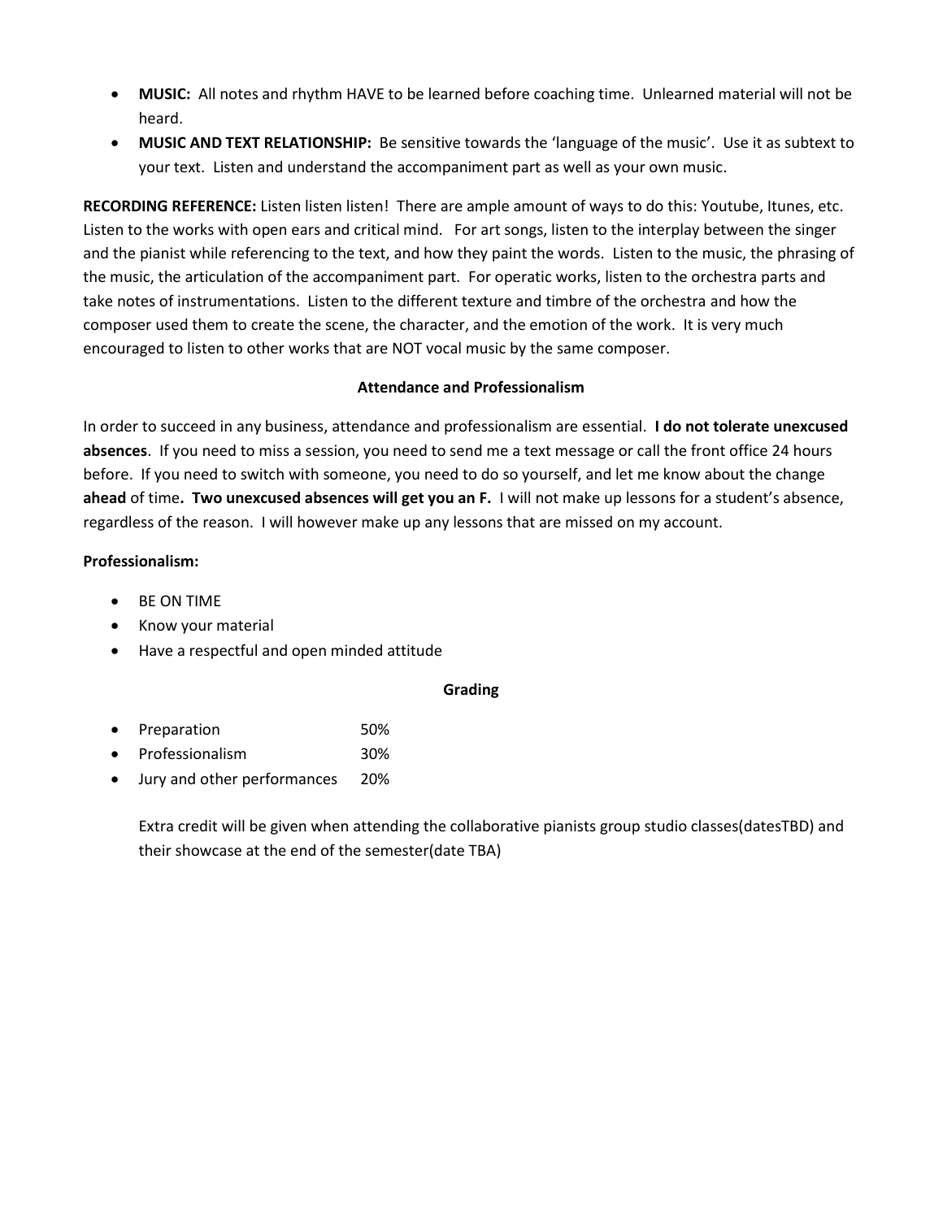- **MUSIC:** All notes and rhythm HAVE to be learned before coaching time. Unlearned material will not be heard.
- **MUSIC AND TEXT RELATIONSHIP:** Be sensitive towards the 'language of the music'. Use it as subtext to your text. Listen and understand the accompaniment part as well as your own music.

**RECORDING REFERENCE:** Listen listen listen! There are ample amount of ways to do this: Youtube, Itunes, etc. Listen to the works with open ears and critical mind. For art songs, listen to the interplay between the singer and the pianist while referencing to the text, and how they paint the words. Listen to the music, the phrasing of the music, the articulation of the accompaniment part. For operatic works, listen to the orchestra parts and take notes of instrumentations. Listen to the different texture and timbre of the orchestra and how the composer used them to create the scene, the character, and the emotion of the work. It is very much encouraged to listen to other works that are NOT vocal music by the same composer.

**Attendance and Professionalism**

In order to succeed in any business, attendance and professionalism are essential. **I do not tolerate unexcused absences**. If you need to miss a session, you need to send me a text message or call the front office 24 hours before. If you need to switch with someone, you need to do so yourself, and let me know about the change **ahead** of time**. Two unexcused absences will get you an F.** I will not make up lessons for a student's absence, regardless of the reason. I will however make up any lessons that are missed on my account.

**Professionalism:**

- BE ON TIME
- Know your material
- Have a respectful and open minded attitude

**Grading**

- Preparation 50%
- Professionalism 30%
- Jury and other performances 20%

Extra credit will be given when attending the collaborative pianists group studio classes(datesTBD) and their showcase at the end of the semester(date TBA)